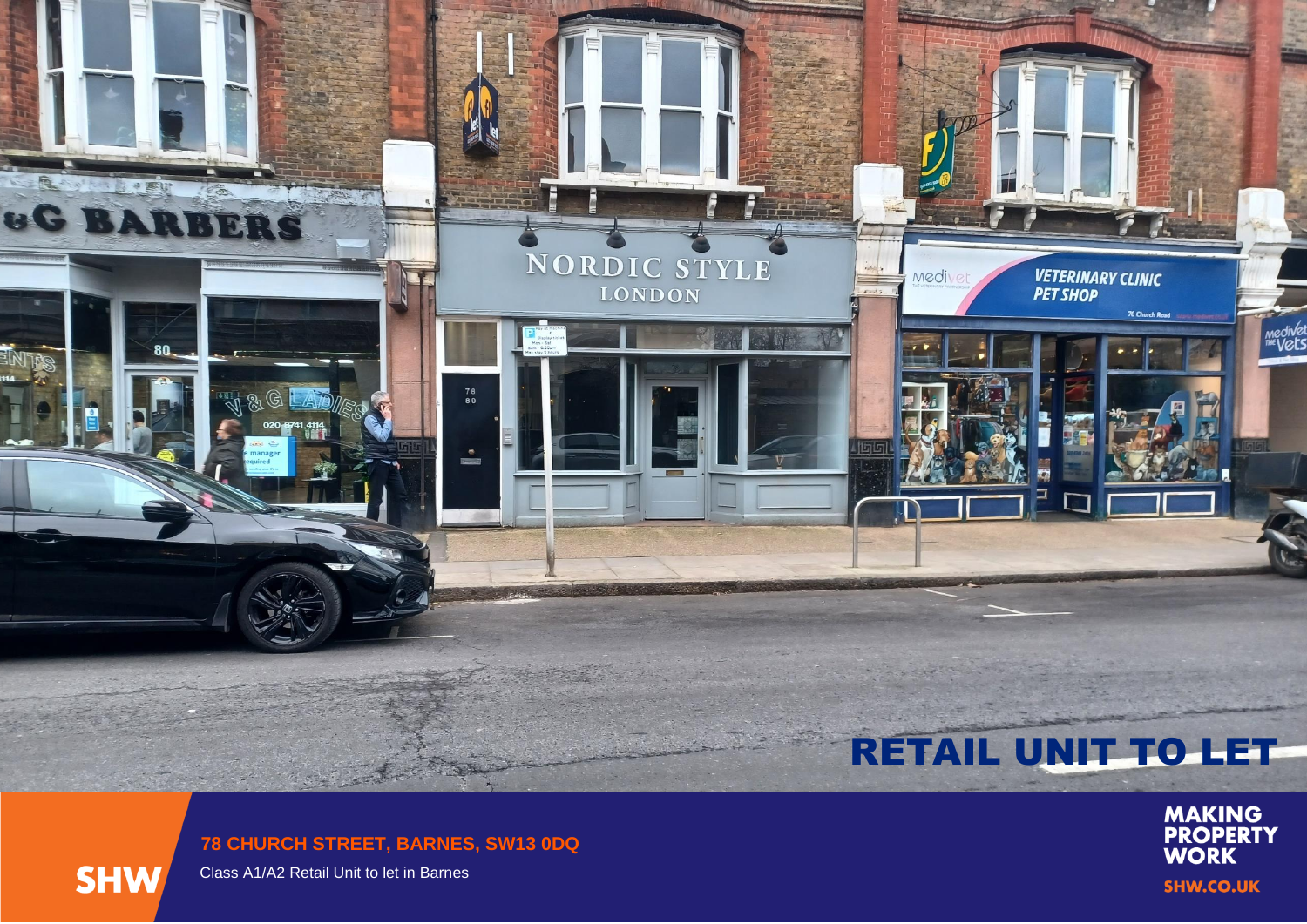# RETAIL UNIT TO LET

**78 CHURCH STREET, BARNES, SW13 0DQ**

Class A1/A2 Retail Unit to let in Barnes

SHW

MAKING PROPERTY WORK

SHW.CO.UK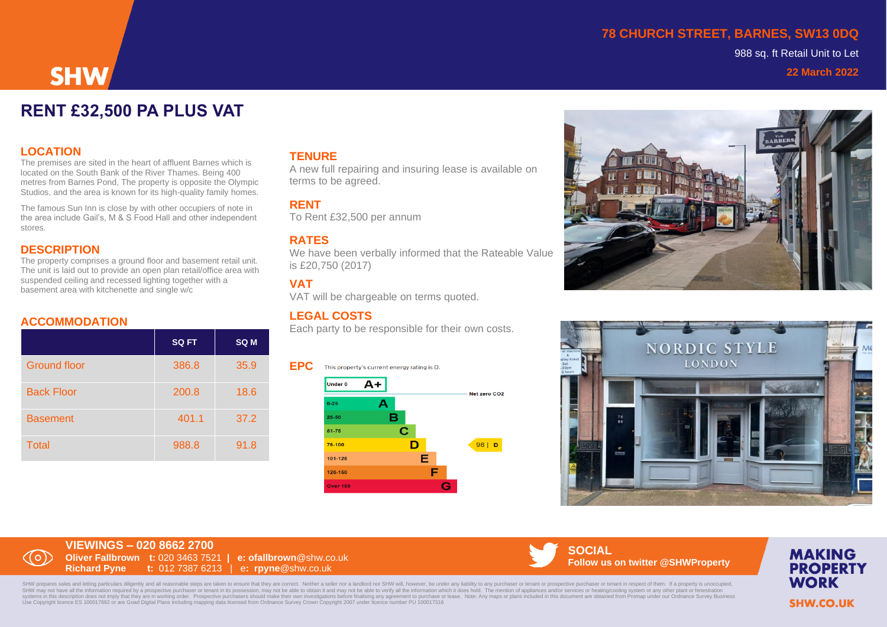SHW

## 78 CHURCH STREET, BARNES, SW13 0DQ

988 sq. ft Retail Unit to Let

**22 March 2022**

# RENT £32,500 PA PLUS VAT

## LOCATION

The premises are sited in the heart of affluent Barnes which is located on the South Bank of the River Thames. Being 400 metres from Barnes Pond, The property is opposite the Olympic Studios, and the area is known for its high-quality family homes.

The famous Sun Inn is close by with other occupiers of note in the area include Gail's, M & S Food Hall and other independent stores.

## DESCRIPTION

The property comprises a ground floor and basement retail unit. The unit is laid out to provide an open plan retail/office area with suspended ceiling and recessed lighting together with a basement area with kitchenette and single w/c

## ACCOMMODATION

| | SQ FT | SQ M |
|---|---|---|
| Ground floor | 386.8 | 35.9 |
| Back Floor | 200.8 | 18.6 |
| Basement | 401.1 | 37.2 |
| Total | 988.8 | 91.8 |

## TENURE

A new full repairing and insuring lease is available on terms to be agreed.

## RENT

To Rent £32,500 per annum

## RATES

We have been verbally informed that the Rateable Value is £20,750 (2017)

## VAT

VAT will be chargeable on terms quoted.

## LEGAL COSTS

Each party to be responsible for their own costs.

## EPC

This property's current energy rating is D.

Under 0 A+
0-25 A
26-50 B
51-75 C
76-100 D
101-125 E
126-150 F
Over 150 G
Net zero CO2
98 | D

## VIEWINGS – 020 8662 2700

**Oliver Fallbrown** t: 020 3463 7521 | e: **ofallbrown**@shw.co.uk
**Richard Pyne** t: 012 7387 6213 | e: **rpyne**@shw.co.uk

**SOCIAL**
**Follow us on twitter @SHWProperty**

SHW prepares sales and letting particulars diligently and all reasonable steps are taken to ensure that they are correct. Neither a seller nor a landlord nor SHW will, however, be under any liability to any purchaser or tenant or prospective purchaser or tenant in respect of them. If a property is unoccupied, SHW may not have all the information required by a prospective purchaser or tenant in its possession, may not be able to obtain it and may not be able to verify all the information which it does hold. The mention of appliances and/or services or heating/cooling system or any other plant or fenestration systems in this description does not imply that they are in working order. Prospective purchasers should make their own investigations before finalising any agreement to purchase or lease. Note: Any maps or plans included in this document are obtained from Promap under our Ordnance Survey Business Use Copyright licence ES 100017692 or are Goad Digital Plans including mapping data licensed from Ordnance Survey Crown Copyright 2007 under licence number PU 100017316

**MAKING PROPERTY WORK**
**SHW.CO.UK**